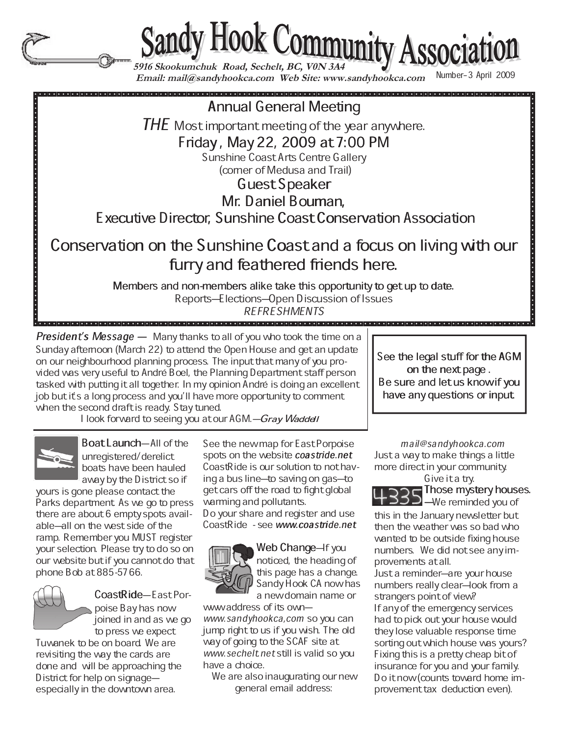# Sandy Hook Community Association

**5916 Skookumchuk Road, Sechelt, BC, V0N 3A4**
**Email: mail@sandyhookca.com Web Site: www.sandyhookca.com**

Number–3 April 2009

## Annual General Meeting

*THE* Most important meeting of the year anywhere.

**Friday, May 22, 2009 at 7:00 PM**

Sunshine Coast Arts Centre Gallery
(corner of Medusa and Trail)

**Guest Speaker**
**Mr. Daniel Bouman,**
**Executive Director, Sunshine Coast Conservation Association**

### Conservation on the Sunshine Coast and a focus on living with our furry and feathered friends here.

Members and non-members alike take this opportunity to get up to date.

Reports—Elections—Open Discussion of Issues

*REFRESHMENTS*

***President's Message —*** Many thanks to all of you who took the time on a Sunday afternoon (March 22) to attend the Open House and get an update on our neighbourhood planning process. The input that many of you provided was very useful to André Boel, the Planning Department staff person tasked with putting it all together. In my opinion André is doing an excellent job but it's a long process and you'll have more opportunity to comment when the second draft is ready. Stay tuned.

I look forward to seeing you at our AGM.—*Gray Waddell*

See the legal stuff for the AGM on the next page. Be sure and let us know if you have any questions or input.

**Boat Launch**—All of the unregistered/derelict boats have been hauled away by the District so if yours is gone please contact the Parks department. As we go to press there are about 6 empty spots available—all on the west side of the ramp. Remember you MUST register your selection. Please try to do so on our website but if you cannot do that phone Bob at 885-5766.

**CoastRide**—East Porpoise Bay has now joined in and as we go to press we expect Tuwanek to be on board. We are revisiting the way the cards are done and will be approaching the District for help on signage—especially in the downtown area.

See the new map for East Porpoise spots on the website ***coastride.net*** CoastRide is our solution to not having a bus line—to saving on gas—to get cars off the road to fight global warming and pollutants.

Do your share and register and use CoastRide - see ***www.coastride.net***

**Web Change**—If you noticed, the heading of this page has a change. Sandy Hook CA now has a new domain name or www address of its own—*www.sandyhookca,com* so you can jump right to us if you wish. The old way of going to the SCAF site at *www.sechelt.net* still is valid so you have a choice.

We are also inaugurating our new general email address:

*mail@sandyhookca.com*

Just a way to make things a little more direct in your community.

Give it a try.

**Those mystery houses.**—We reminded you of this in the January newsletter but then the weather was so bad who wanted to be outside fixing house numbers. We did not see any improvements at all.

Just a reminder—are your house numbers really clear—look from a strangers point of view?

If any of the emergency services had to pick out your house would they lose valuable response time sorting out which house was yours? Fixing this is a pretty cheap bit of insurance for you and your family. Do it now (counts toward home improvement tax deduction even).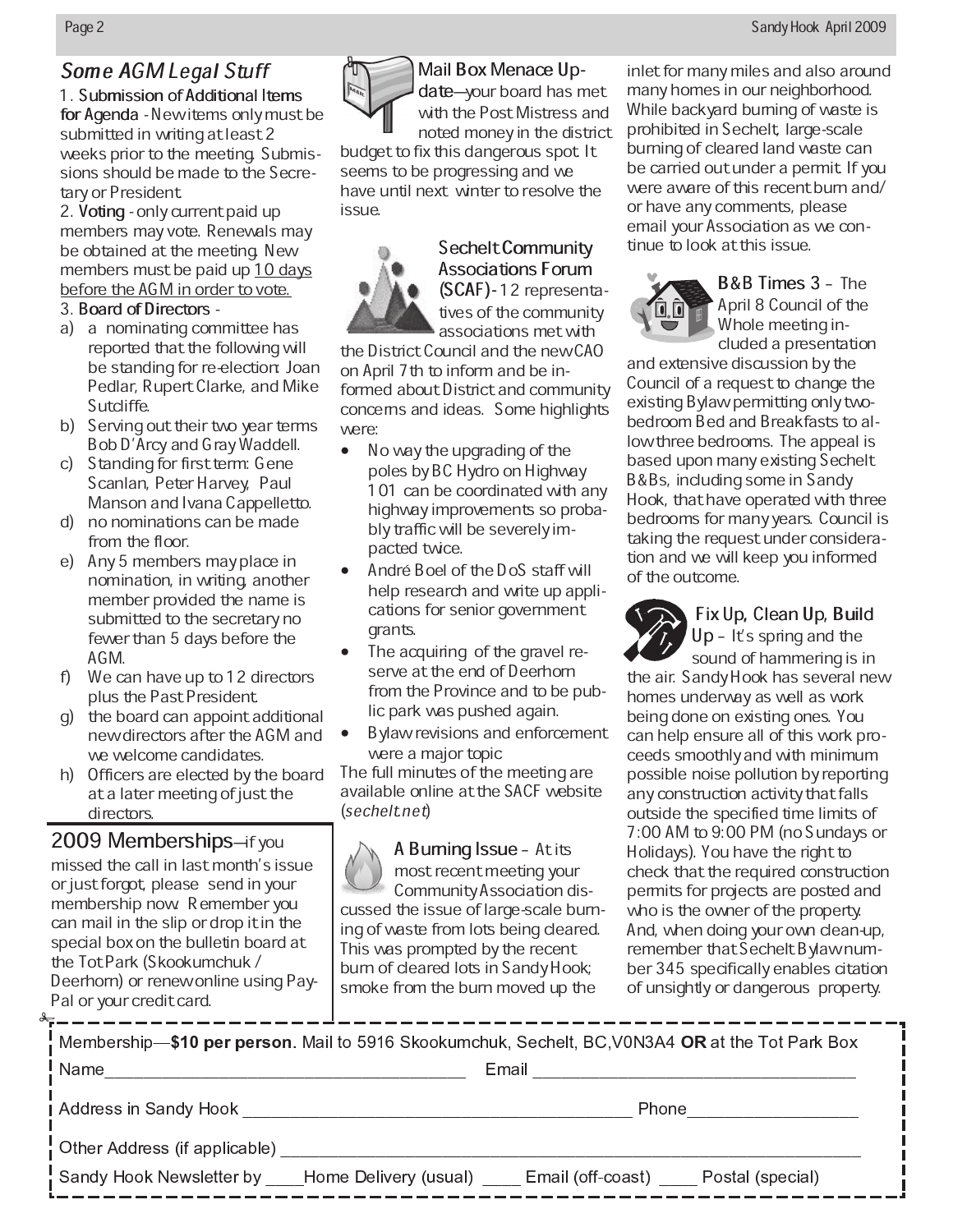## *Some AGM Legal Stuff*

1. **Submission of Additional Items for Agenda** - New items only must be submitted in writing at least 2 weeks prior to the meeting. Submissions should be made to the Secretary or President.

2. **Voting** - only current paid up members may vote. Renewals may be obtained at the meeting. New members must be paid up 10 days before the AGM in order to vote.

3. **Board of Directors** -

a) a nominating committee has reported that the following will be standing for re-election: Joan Pedlar, Rupert Clarke, and Mike Sutcliffe.

b) Serving out their two year terms Bob D'Arcy and Gray Waddell.

c) Standing for first term: Gene Scanlan, Peter Harvey, Paul Manson and Ivana Cappelletto.

d) no nominations can be made from the floor.

e) Any 5 members may place in nomination, in writing, another member provided the name is submitted to the secretary no fewer than 5 days before the AGM.

f) We can have up to 12 directors plus the Past President.

g) the board can appoint additional new directors after the AGM and we welcome candidates.

h) Officers are elected by the board at a later meeting of just the directors.

**2009 Memberships**—if you missed the call in last month's issue or just forgot, please send in your membership now. Remember you can mail in the slip or drop it in the special box on the bulletin board at the Tot Park (Skookumchuk / Deerhorn) or renew online using PayPal or your credit card.

**Mail Box Menace Update**—your board has met with the Post Mistress and noted money in the district budget to fix this dangerous spot. It seems to be progressing and we have until next winter to resolve the issue.

**Sechelt Community Associations Forum (SCAF)** - 12 representatives of the community associations met with the District Council and the new CAO on April 7th to inform and be informed about District and community concerns and ideas. Some highlights were:

- No way the upgrading of the poles by BC Hydro on Highway 101 can be coordinated with any highway improvements so probably traffic will be severely impacted twice.
- André Boel of the DoS staff will help research and write up applications for senior government grants.
- The acquiring of the gravel reserve at the end of Deerhorn from the Province and to be public park was pushed again.
- Bylaw revisions and enforcement were a major topic

The full minutes of the meeting are available online at the SACF website (*sechelt.net*)

**A Burning Issue** – At its most recent meeting your Community Association discussed the issue of large-scale burning of waste from lots being cleared. This was prompted by the recent burn of cleared lots in Sandy Hook; smoke from the burn moved up the inlet for many miles and also around many homes in our neighborhood. While backyard burning of waste is prohibited in Sechelt, large-scale burning of cleared land waste can be carried out under a permit. If you were aware of this recent burn and/or have any comments, please email your Association as we continue to look at this issue.

**B&B Times 3** – The April 8 Council of the Whole meeting included a presentation and extensive discussion by the Council of a request to change the existing Bylaw permitting only two-bedroom Bed and Breakfasts to allow three bedrooms. The appeal is based upon many existing Sechelt B&Bs, including some in Sandy Hook, that have operated with three bedrooms for many years. Council is taking the request under consideration and we will keep you informed of the outcome.

**Fix Up, Clean Up, Build Up** – It's spring and the sound of hammering is in the air. Sandy Hook has several new homes underway as well as work being done on existing ones. You can help ensure all of this work proceeds smoothly and with minimum possible noise pollution by reporting any construction activity that falls outside the specified time limits of 7:00 AM to 9:00 PM (no Sundays or Holidays). You have the right to check that the required construction permits for projects are posted and who is the owner of the property. And, when doing your own clean-up, remember that Sechelt Bylaw number 345 specifically enables citation of unsightly or dangerous property.

---

Membership—**$10 per person**. Mail to 5916 Skookumchuk, Sechelt, BC,V0N3A4 **OR** at the Tot Park Box

Name_______________________________________ Email ___________________________________

Address in Sandy Hook __________________________________________ Phone__________________

Other Address (if applicable) _________________________________________________________________

Sandy Hook Newsletter by ____Home Delivery (usual) ____ Email (off-coast) ____ Postal (special)